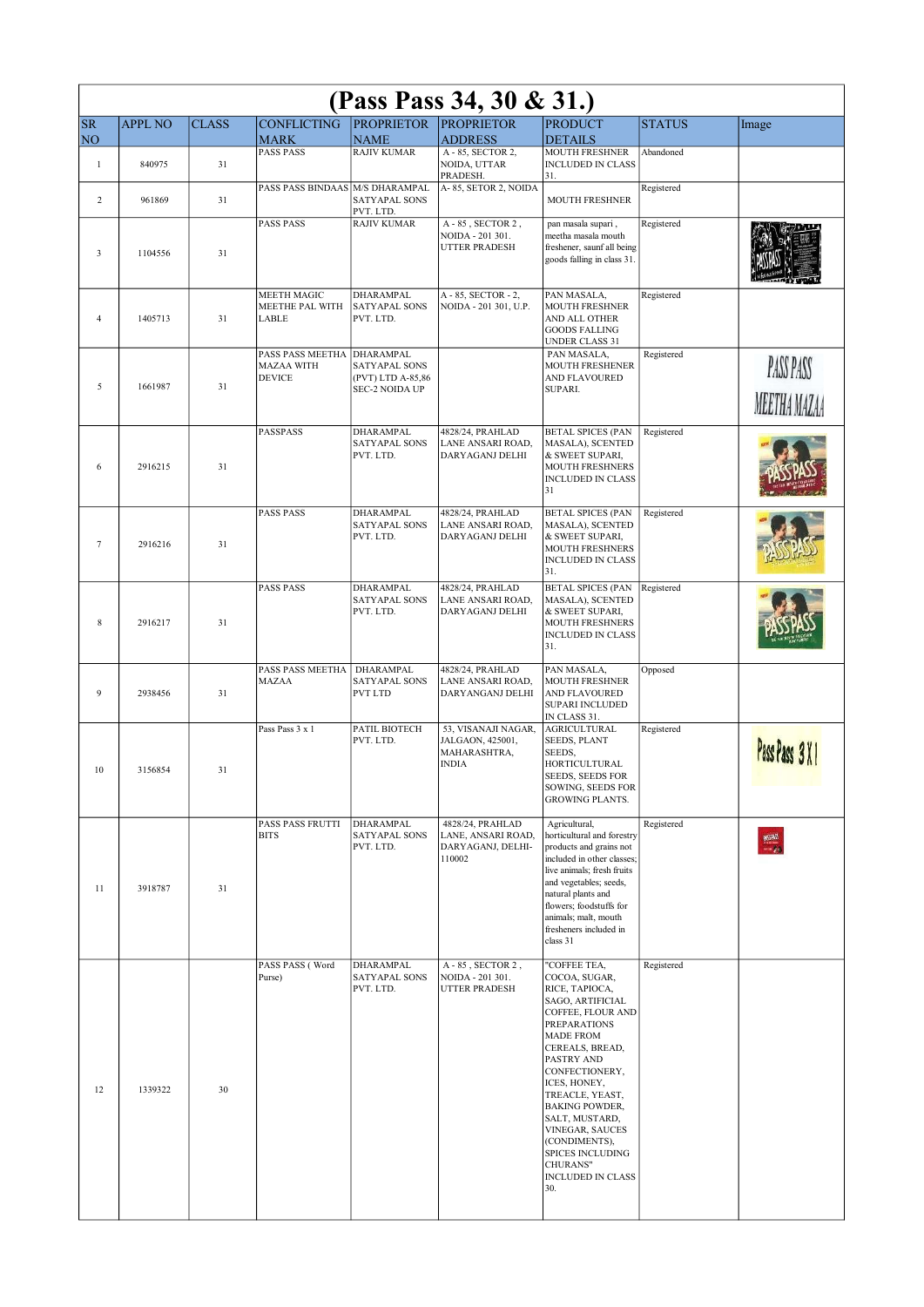# (Pass Pass 34, 30 & 31.)

| SR NO | APPL NO | CLASS | CONFLICTING MARK | PROPRIETOR NAME | PROPRIETOR ADDRESS | PRODUCT DETAILS | STATUS | Image |
|---|---|---|---|---|---|---|---|---|
| 1 | 840975 | 31 | PASS PASS | RAJIV KUMAR | A - 85, SECTOR 2, NOIDA, UTTAR PRADESH. | MOUTH FRESHNER INCLUDED IN CLASS 31. | Abandoned | |
| 2 | 961869 | 31 | PASS PASS BINDAAS | M/S DHARAMPAL SATYAPAL SONS PVT. LTD. | A- 85, SETOR 2, NOIDA | MOUTH FRESHNER | Registered | |
| 3 | 1104556 | 31 | PASS PASS | RAJIV KUMAR | A - 85 , SECTOR 2 , NOIDA - 201 301. UTTER PRADESH | pan masala supari , meetha masala mouth freshener, saunf all being goods falling in class 31. | Registered | |
| 4 | 1405713 | 31 | MEETH MAGIC MEETHE PAL WITH LABLE | DHARAMPAL SATYAPAL SONS PVT. LTD. | A - 85, SECTOR - 2, NOIDA - 201 301, U.P. | PAN MASALA, MOUTH FRESHNER AND ALL OTHER GOODS FALLING UNDER CLASS 31 | Registered | |
| 5 | 1661987 | 31 | PASS PASS MEETHA MAZAA WITH DEVICE | DHARAMPAL SATYAPAL SONS (PVT) LTD A-85,86 SEC-2 NOIDA UP | | PAN MASALA, MOUTH FRESHENER AND FLAVOURED SUPARI. | Registered | |
| 6 | 2916215 | 31 | PASSPASS | DHARAMPAL SATYAPAL SONS PVT. LTD. | 4828/24, PRAHLAD LANE ANSARI ROAD, DARYAGANJ DELHI | BETAL SPICES (PAN MASALA), SCENTED & SWEET SUPARI, MOUTH FRESHNERS INCLUDED IN CLASS 31 | Registered | |
| 7 | 2916216 | 31 | PASS PASS | DHARAMPAL SATYAPAL SONS PVT. LTD. | 4828/24, PRAHLAD LANE ANSARI ROAD, DARYAGANJ DELHI | BETAL SPICES (PAN MASALA), SCENTED & SWEET SUPARI, MOUTH FRESHNERS INCLUDED IN CLASS 31. | Registered | |
| 8 | 2916217 | 31 | PASS PASS | DHARAMPAL SATYAPAL SONS PVT. LTD. | 4828/24, PRAHLAD LANE ANSARI ROAD, DARYAGANJ DELHI | BETAL SPICES (PAN MASALA), SCENTED & SWEET SUPARI, MOUTH FRESHNERS INCLUDED IN CLASS 31. | Registered | |
| 9 | 2938456 | 31 | PASS PASS MEETHA MAZAA | DHARAMPAL SATYAPAL SONS PVT LTD | 4828/24, PRAHLAD LANE ANSARI ROAD, DARYANGANJ DELHI | PAN MASALA, MOUTH FRESHNER AND FLAVOURED SUPARI INCLUDED IN CLASS 31. | Opposed | |
| 10 | 3156854 | 31 | Pass Pass 3 x 1 | PATIL BIOTECH PVT. LTD. | 53, VISANAJI NAGAR, JALGAON, 425001, MAHARASHTRA, INDIA | AGRICULTURAL SEEDS, PLANT SEEDS, HORTICULTURAL SEEDS, SEEDS FOR SOWING, SEEDS FOR GROWING PLANTS. | Registered | |
| 11 | 3918787 | 31 | PASS PASS FRUTTI BITS | DHARAMPAL SATYAPAL SONS PVT. LTD. | 4828/24, PRAHLAD LANE, ANSARI ROAD, DARYAGANJ, DELHI-110002 | Agricultural, horticultural and forestry products and grains not included in other classes; live animals; fresh fruits and vegetables; seeds, natural plants and flowers; foodstuffs for animals; malt, mouth fresheners included in class 31 | Registered | |
| 12 | 1339322 | 30 | PASS PASS ( Word Purse) | DHARAMPAL SATYAPAL SONS PVT. LTD. | A - 85 , SECTOR 2 , NOIDA - 201 301. UTTER PRADESH | "COFFEE TEA, COCOA, SUGAR, RICE, TAPIOCA, SAGO, ARTIFICIAL COFFEE, FLOUR AND PREPARATIONS MADE FROM CEREALS, BREAD, PASTRY AND CONFECTIONERY, ICES, HONEY, TREACLE, YEAST, BAKING POWDER, SALT, MUSTARD, VINEGAR, SAUCES (CONDIMENTS), SPICES INCLUDING CHURANS" INCLUDED IN CLASS 30. | Registered | |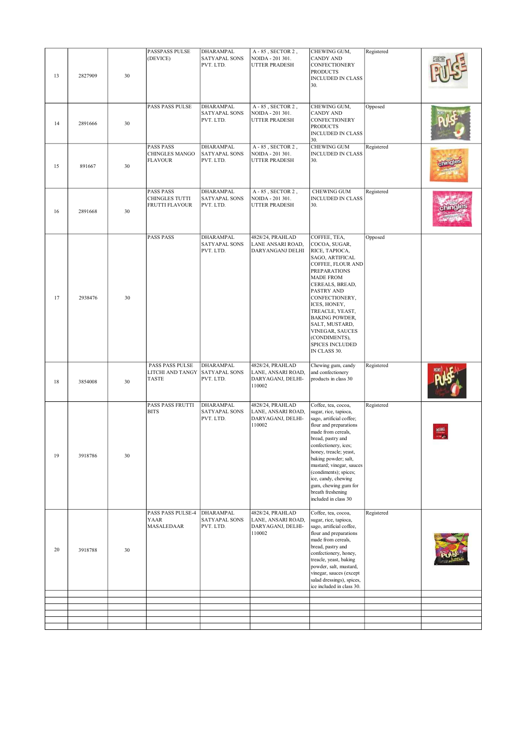| | | | | | | | | |
|---|---|---|---|---|---|---|---|---|
| 13 | 2827909 | 30 | PASSPASS PULSE (DEVICE) | DHARAMPAL SATYAPAL SONS PVT. LTD. | A - 85 , SECTOR 2 , NOIDA - 201 301. UTTER PRADESH | CHEWING GUM, CANDY AND CONFECTIONERY PRODUCTS INCLUDED IN CLASS 30. | Registered | |
| 14 | 2891666 | 30 | PASS PASS PULSE | DHARAMPAL SATYAPAL SONS PVT. LTD. | A - 85 , SECTOR 2 , NOIDA - 201 301. UTTER PRADESH | CHEWING GUM, CANDY AND CONFECTIONERY PRODUCTS INCLUDED IN CLASS 30. | Opposed | |
| 15 | 891667 | 30 | PASS PASS CHINGLES MANGO FLAVOUR | DHARAMPAL SATYAPAL SONS PVT. LTD. | A - 85 , SECTOR 2 , NOIDA - 201 301. UTTER PRADESH | CHEWING GUM INCLUDED IN CLASS 30. | Registered | |
| 16 | 2891668 | 30 | PASS PASS CHINGLES TUTTI FRUTTI FLAVOUR | DHARAMPAL SATYAPAL SONS PVT. LTD. | A - 85 , SECTOR 2 , NOIDA - 201 301. UTTER PRADESH | CHEWING GUM INCLUDED IN CLASS 30. | Registered | |
| 17 | 2938476 | 30 | PASS PASS | DHARAMPAL SATYAPAL SONS PVT. LTD. | 4828/24, PRAHLAD LANE ANSARI ROAD, DARYANGANJ DELHI | COFFEE, TEA, COCOA, SUGAR, RICE, TAPIOCA, SAGO, ARTIFICIAL COFFEE, FLOUR AND PREPARATIONS MADE FROM CEREALS, BREAD, PASTRY AND CONFECTIONERY, ICES, HONEY, TREACLE, YEAST, BAKING POWDER, SALT, MUSTARD, VINEGAR, SAUCES (CONDIMENTS), SPICES INCLUDED IN CLASS 30. | Opposed | |
| 18 | 3854008 | 30 | PASS PASS PULSE LITCHI AND TANGY TASTE | DHARAMPAL SATYAPAL SONS PVT. LTD. | 4828/24, PRAHLAD LANE, ANSARI ROAD, DARYAGANJ, DELHI-110002 | Chewing gum, candy and confectionery products in class 30 | Registered | |
| 19 | 3918786 | 30 | PASS PASS FRUTTI BITS | DHARAMPAL SATYAPAL SONS PVT. LTD. | 4828/24, PRAHLAD LANE, ANSARI ROAD, DARYAGANJ, DELHI-110002 | Coffee, tea, cocoa, sugar, rice, tapioca, sago, artificial coffee; flour and preparations made from cereals, bread, pastry and confectionery, ices; honey, treacle; yeast, baking powder; salt, mustard; vinegar, sauces (condiments); spices; ice, candy, chewing gum, chewing gum for breath freshening included in class 30 | Registered | |
| 20 | 3918788 | 30 | PASS PASS PULSE-4 YAAR MASALEDAAR | DHARAMPAL SATYAPAL SONS PVT. LTD. | 4828/24, PRAHLAD LANE, ANSARI ROAD, DARYAGANJ, DELHI-110002 | Coffee, tea, cocoa, sugar, rice, tapioca, sago, artificial coffee, flour and preparations made from cereals, bread, pastry and confectionery, honey, treacle, yeast, baking powder, salt, mustard, vinegar, sauces (except salad dressings), spices, ice included in class 30. | Registered | |